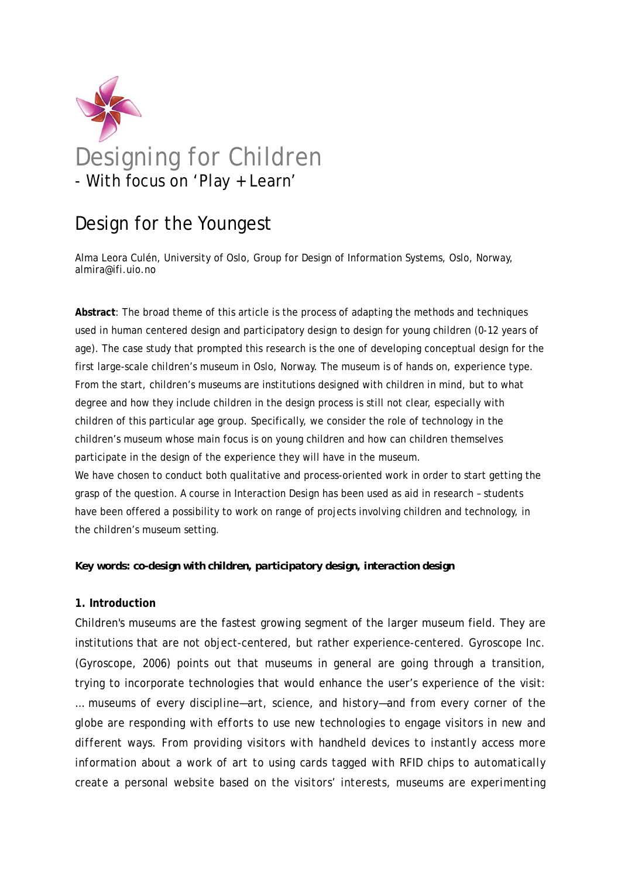# Designing for Children

## - With focus on 'Play + Learn'

## Design for the Youngest

Alma Leora Culén, University of Oslo, Group for Design of Information Systems, Oslo, Norway, almira@ifi.uio.no

**Abstract**: The broad theme of this article is the process of adapting the methods and techniques used in human centered design and participatory design to design for young children (0-12 years of age). The case study that prompted this research is the one of developing conceptual design for the first large-scale children's museum in Oslo, Norway. The museum is of hands on, experience type. From the start, children's museums are institutions designed with children in mind, but to what degree and how they include children in the design process is still not clear, especially with children of this particular age group. Specifically, we consider the role of technology in the children's museum whose main focus is on young children and how can children themselves participate in the design of the experience they will have in the museum.

We have chosen to conduct both qualitative and process-oriented work in order to start getting the grasp of the question. A course in Interaction Design has been used as aid in research – students have been offered a possibility to work on range of projects involving children and technology, in the children's museum setting.

**Key words: co-design with children, participatory design, interaction design**

### 1. Introduction

Children's museums are the fastest growing segment of the larger museum field. They are institutions that are not object-centered, but rather experience-centered. Gyroscope Inc. (Gyroscope, 2006) points out that museums in general are going through a transition, trying to incorporate technologies that would enhance the user's experience of the visit:

… museums of every discipline—art, science, and history—and from every corner of the globe are responding with efforts to use new technologies to engage visitors in new and different ways. From providing visitors with handheld devices to instantly access more information about a work of art to using cards tagged with RFID chips to automatically create a personal website based on the visitors' interests, museums are experimenting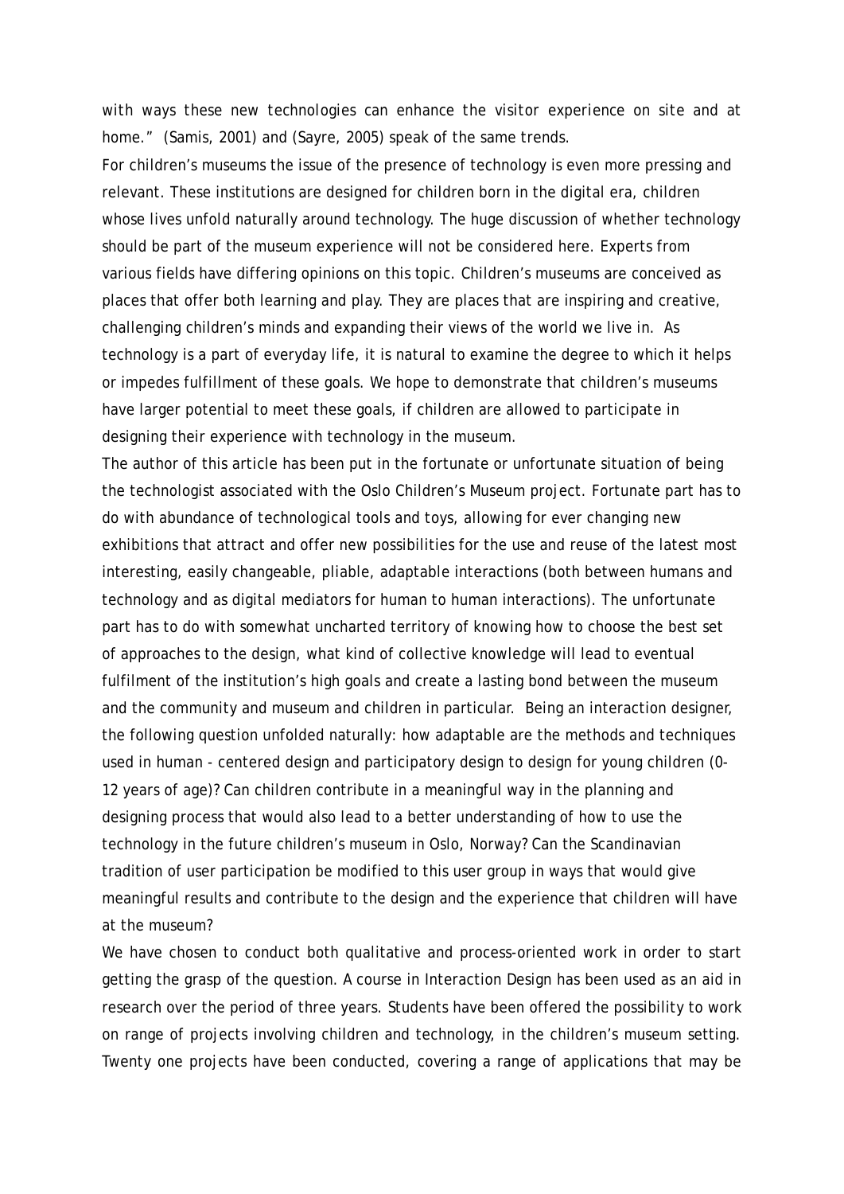with ways these new technologies can enhance the visitor experience on site and at home." (Samis, 2001) and (Sayre, 2005) speak of the same trends.

For children's museums the issue of the presence of technology is even more pressing and relevant. These institutions are designed for children born in the digital era, children whose lives unfold naturally around technology. The huge discussion of whether technology should be part of the museum experience will not be considered here. Experts from various fields have differing opinions on this topic. Children's museums are conceived as places that offer both learning and play. They are places that are inspiring and creative, challenging children's minds and expanding their views of the world we live in. As technology is a part of everyday life, it is natural to examine the degree to which it helps or impedes fulfillment of these goals. We hope to demonstrate that children's museums have larger potential to meet these goals, if children are allowed to participate in designing their experience with technology in the museum.

The author of this article has been put in the fortunate or unfortunate situation of being the technologist associated with the Oslo Children's Museum project. Fortunate part has to do with abundance of technological tools and toys, allowing for ever changing new exhibitions that attract and offer new possibilities for the use and reuse of the latest most interesting, easily changeable, pliable, adaptable interactions (both between humans and technology and as digital mediators for human to human interactions). The unfortunate part has to do with somewhat uncharted territory of knowing how to choose the best set of approaches to the design, what kind of collective knowledge will lead to eventual fulfilment of the institution's high goals and create a lasting bond between the museum and the community and museum and children in particular. Being an interaction designer, the following question unfolded naturally: how adaptable are the methods and techniques used in human - centered design and participatory design to design for young children (0-12 years of age)? Can children contribute in a meaningful way in the planning and designing process that would also lead to a better understanding of how to use the technology in the future children's museum in Oslo, Norway? Can the Scandinavian tradition of user participation be modified to this user group in ways that would give meaningful results and contribute to the design and the experience that children will have at the museum?

We have chosen to conduct both qualitative and process-oriented work in order to start getting the grasp of the question. A course in Interaction Design has been used as an aid in research over the period of three years. Students have been offered the possibility to work on range of projects involving children and technology, in the children's museum setting. Twenty one projects have been conducted, covering a range of applications that may be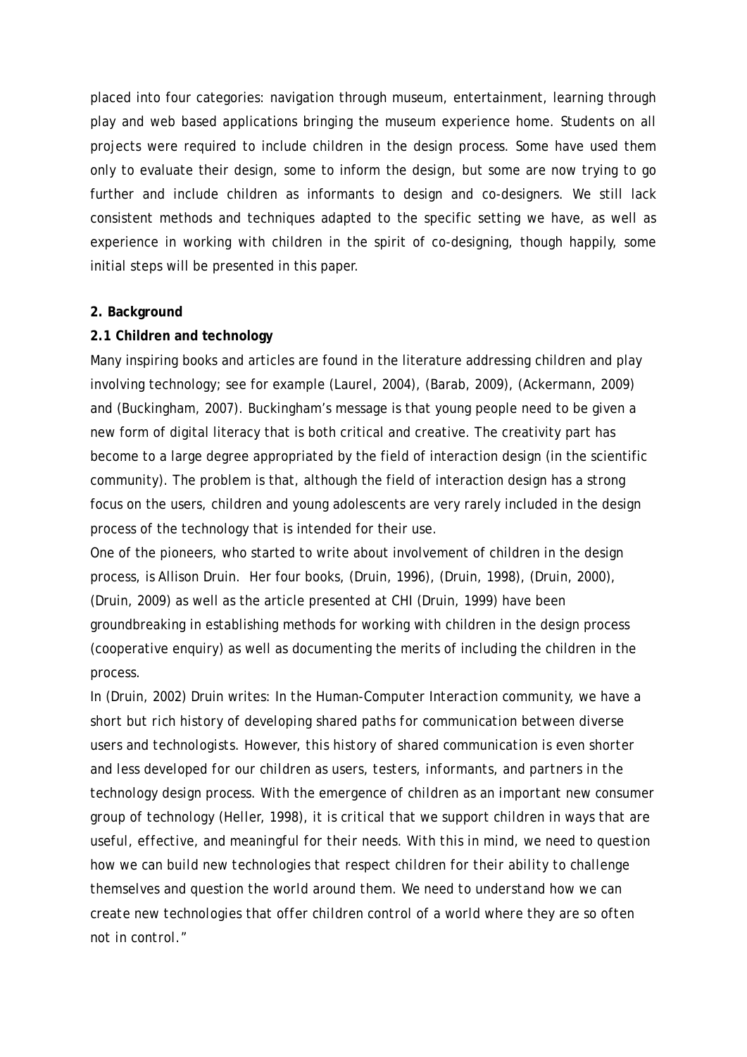placed into four categories: navigation through museum, entertainment, learning through play and web based applications bringing the museum experience home. Students on all projects were required to include children in the design process. Some have used them only to evaluate their design, some to inform the design, but some are now trying to go further and include children as informants to design and co-designers. We still lack consistent methods and techniques adapted to the specific setting we have, as well as experience in working with children in the spirit of co-designing, though happily, some initial steps will be presented in this paper.

## 2. Background

### 2.1 Children and technology

Many inspiring books and articles are found in the literature addressing children and play involving technology; see for example (Laurel, 2004), (Barab, 2009), (Ackermann, 2009) and (Buckingham, 2007). Buckingham's message is that young people need to be given a new form of digital literacy that is both critical and creative. The creativity part has become to a large degree appropriated by the field of interaction design (in the scientific community). The problem is that, although the field of interaction design has a strong focus on the users, children and young adolescents are very rarely included in the design process of the technology that is intended for their use.

One of the pioneers, who started to write about involvement of children in the design process, is Allison Druin. Her four books, (Druin, 1996), (Druin, 1998), (Druin, 2000), (Druin, 2009) as well as the article presented at CHI (Druin, 1999) have been groundbreaking in establishing methods for working with children in the design process (cooperative enquiry) as well as documenting the merits of including the children in the process.

In (Druin, 2002) Druin writes: *In the Human-Computer Interaction community, we have a short but rich history of developing shared paths for communication between diverse users and technologists. However, this history of shared communication is even shorter and less developed for our children as users, testers, informants, and partners in the technology design process. With the emergence of children as an important new consumer group of technology (Heller, 1998), it is critical that we support children in ways that are useful, effective, and meaningful for their needs. With this in mind, we need to question how we can build new technologies that respect children for their ability to challenge themselves and question the world around them. We need to understand how we can create new technologies that offer children control of a world where they are so often not in control."*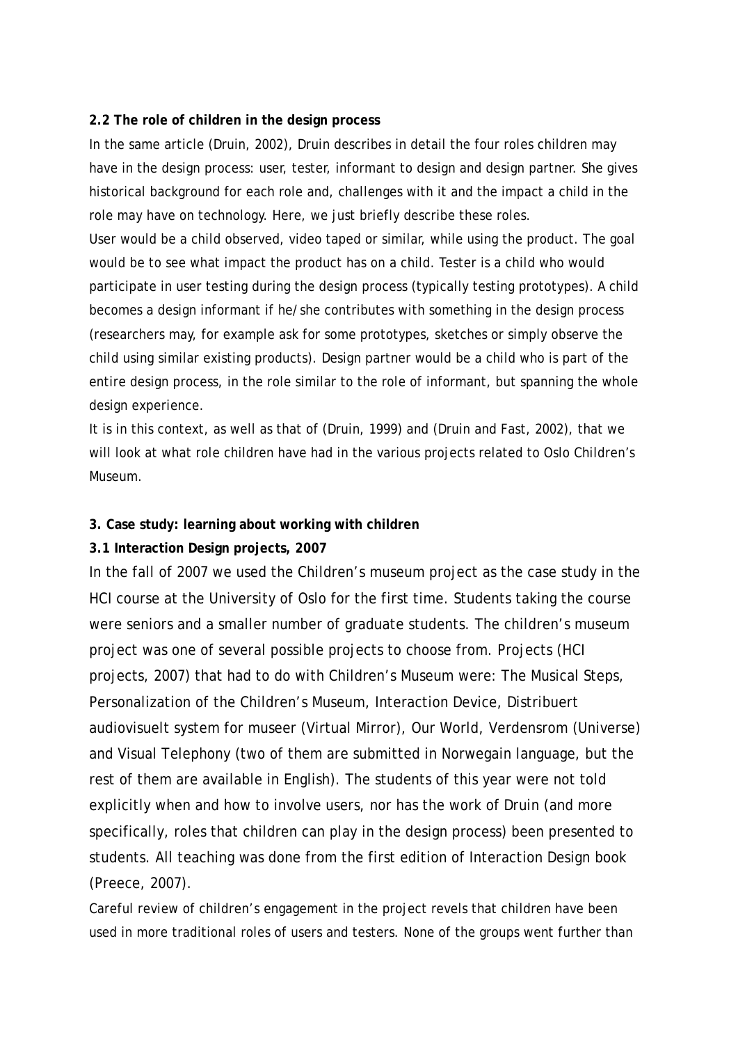**2.2 The role of children in the design process**

In the same article (Druin, 2002), Druin describes in detail the four roles children may have in the design process: user, tester, informant to design and design partner. She gives historical background for each role and, challenges with it and the impact a child in the role may have on technology. Here, we just briefly describe these roles.

User would be a child observed, video taped or similar, while using the product. The goal would be to see what impact the product has on a child. Tester is a child who would participate in user testing during the design process (typically testing prototypes). A child becomes a design informant if he/she contributes with something in the design process (researchers may, for example ask for some prototypes, sketches or simply observe the child using similar existing products). Design partner would be a child who is part of the entire design process, in the role similar to the role of informant, but spanning the whole design experience.

It is in this context, as well as that of (Druin, 1999) and (Druin and Fast, 2002), that we will look at what role children have had in the various projects related to Oslo Children's Museum.

**3. Case study: learning about working with children**

**3.1 Interaction Design projects, 2007**

In the fall of 2007 we used the Children's museum project as the case study in the HCI course at the University of Oslo for the first time. Students taking the course were seniors and a smaller number of graduate students. The children's museum project was one of several possible projects to choose from. Projects (HCI projects, 2007) that had to do with Children's Museum were: The Musical Steps, Personalization of the Children's Museum, Interaction Device, Distribuert audiovisuelt system for museer (Virtual Mirror), Our World, Verdensrom (Universe) and Visual Telephony (two of them are submitted in Norwegain language, but the rest of them are available in English). The students of this year were not told explicitly when and how to involve users, nor has the work of Druin (and more specifically, roles that children can play in the design process) been presented to students. All teaching was done from the first edition of Interaction Design book (Preece, 2007).

Careful review of children's engagement in the project revels that children have been used in more traditional roles of users and testers. None of the groups went further than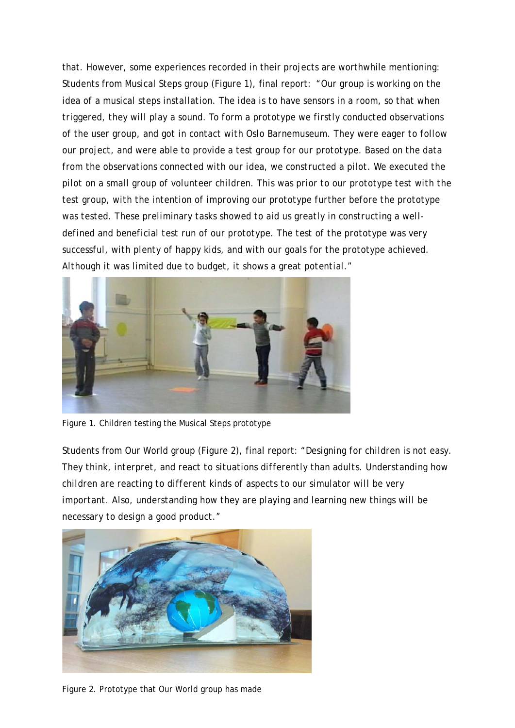that. However, some experiences recorded in their projects are worthwhile mentioning: Students from Musical Steps group (Figure 1), final report: *"Our group is working on the idea of a musical steps installation. The idea is to have sensors in a room, so that when triggered, they will play a sound. To form a prototype we firstly conducted observations of the user group, and got in contact with Oslo Barnemuseum. They were eager to follow our project, and were able to provide a test group for our prototype. Based on the data from the observations connected with our idea, we constructed a pilot. We executed the pilot on a small group of volunteer children. This was prior to our prototype test with the test group, with the intention of improving our prototype further before the prototype was tested. These preliminary tasks showed to aid us greatly in constructing a well-defined and beneficial test run of our prototype. The test of the prototype was very successful, with plenty of happy kids, and with our goals for the prototype achieved. Although it was limited due to budget, it shows a great potential."*

Figure 1. Children testing the Musical Steps prototype

Students from Our World group (Figure 2), final report: *"Designing for children is not easy. They think, interpret, and react to situations differently than adults. Understanding how children are reacting to different kinds of aspects to our simulator will be very important. Also, understanding how they are playing and learning new things will be necessary to design a good product."*

Figure 2. Prototype that Our World group has made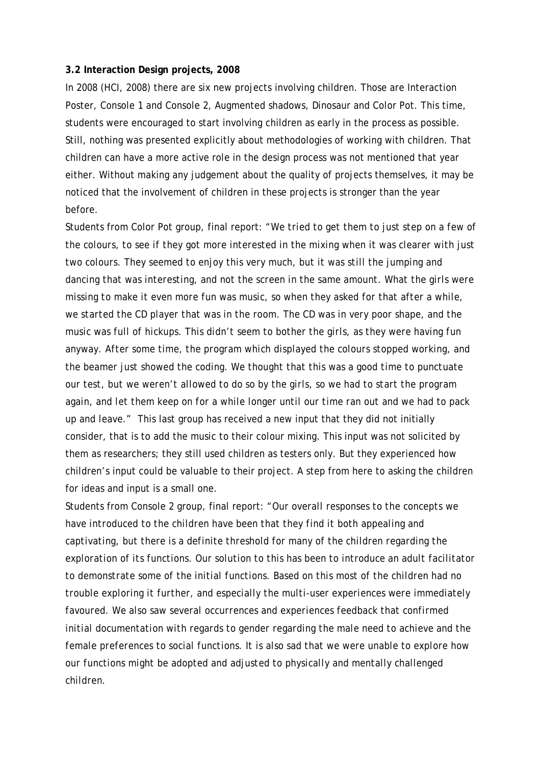**3.2 Interaction Design projects, 2008**

In 2008 (HCI, 2008) there are six new projects involving children. Those are Interaction Poster, Console 1 and Console 2, Augmented shadows, Dinosaur and Color Pot. This time, students were encouraged to start involving children as early in the process as possible. Still, nothing was presented explicitly about methodologies of working with children. That children can have a more active role in the design process was not mentioned that year either. Without making any judgement about the quality of projects themselves, it may be noticed that the involvement of children in these projects is stronger than the year before.

Students from Color Pot group, final report: *"We tried to get them to just step on a few of the colours, to see if they got more interested in the mixing when it was clearer with just two colours. They seemed to enjoy this very much, but it was still the jumping and dancing that was interesting, and not the screen in the same amount. What the girls were missing to make it even more fun was music, so when they asked for that after a while, we started the CD player that was in the room. The CD was in very poor shape, and the music was full of hickups. This didn't seem to bother the girls, as they were having fun anyway. After some time, the program which displayed the colours stopped working, and the beamer just showed the coding. We thought that this was a good time to punctuate our test, but we weren't allowed to do so by the girls, so we had to start the program again, and let them keep on for a while longer until our time ran out and we had to pack up and leave."* This last group has received a new input that they did not initially consider, that is to add the music to their colour mixing. This input was not solicited by them as researchers; they still used children as testers only. But they experienced how children's input could be valuable to their project. A step from here to asking the children for ideas and input is a small one.

Students from Console 2 group, final report: *"Our overall responses to the concepts we have introduced to the children have been that they find it both appealing and captivating, but there is a definite threshold for many of the children regarding the exploration of its functions. Our solution to this has been to introduce an adult facilitator to demonstrate some of the initial functions. Based on this most of the children had no trouble exploring it further, and especially the multi-user experiences were immediately favoured. We also saw several occurrences and experiences feedback that confirmed initial documentation with regards to gender regarding the male need to achieve and the female preferences to social functions. It is also sad that we were unable to explore how our functions might be adopted and adjusted to physically and mentally challenged children.*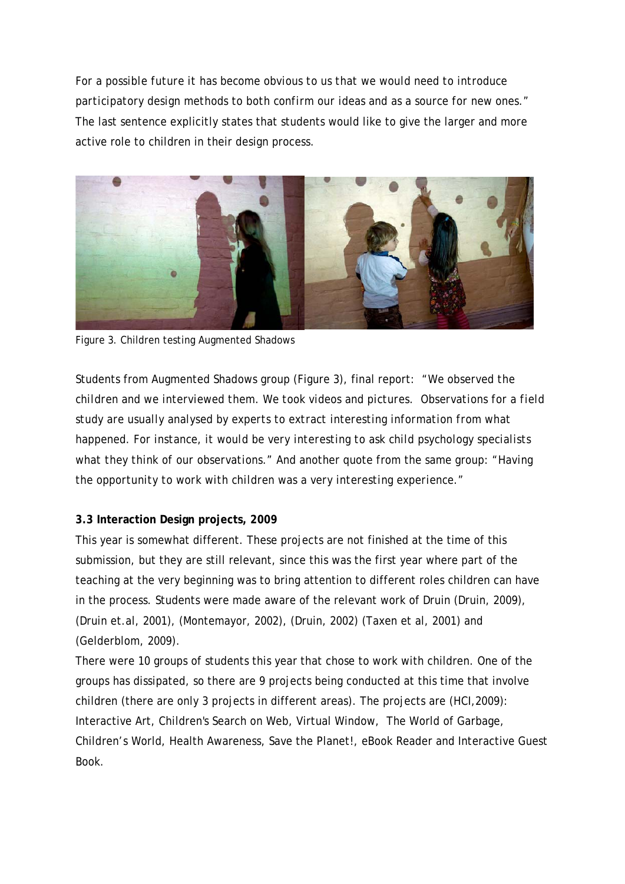For a possible future it has become obvious to us that we would need to introduce participatory design methods to both confirm our ideas and as a source for new ones." The last sentence explicitly states that students would like to give the larger and more active role to children in their design process.

Figure 3. Children testing Augmented Shadows

Students from Augmented Shadows group (Figure 3), final report: "We observed the children and we interviewed them. We took videos and pictures. Observations for a field study are usually analysed by experts to extract interesting information from what happened. For instance, it would be very interesting to ask child psychology specialists what they think of our observations." And another quote from the same group: "Having the opportunity to work with children was a very interesting experience."

**3.3 Interaction Design projects, 2009**

This year is somewhat different. These projects are not finished at the time of this submission, but they are still relevant, since this was the first year where part of the teaching at the very beginning was to bring attention to different roles children can have in the process. Students were made aware of the relevant work of Druin (Druin, 2009), (Druin et.al, 2001), (Montemayor, 2002), (Druin, 2002) (Taxen et al, 2001) and (Gelderblom, 2009).

There were 10 groups of students this year that chose to work with children. One of the groups has dissipated, so there are 9 projects being conducted at this time that involve children (there are only 3 projects in different areas). The projects are (HCI,2009): Interactive Art, Children's Search on Web, Virtual Window, The World of Garbage, Children's World, Health Awareness, Save the Planet!, eBook Reader and Interactive Guest Book.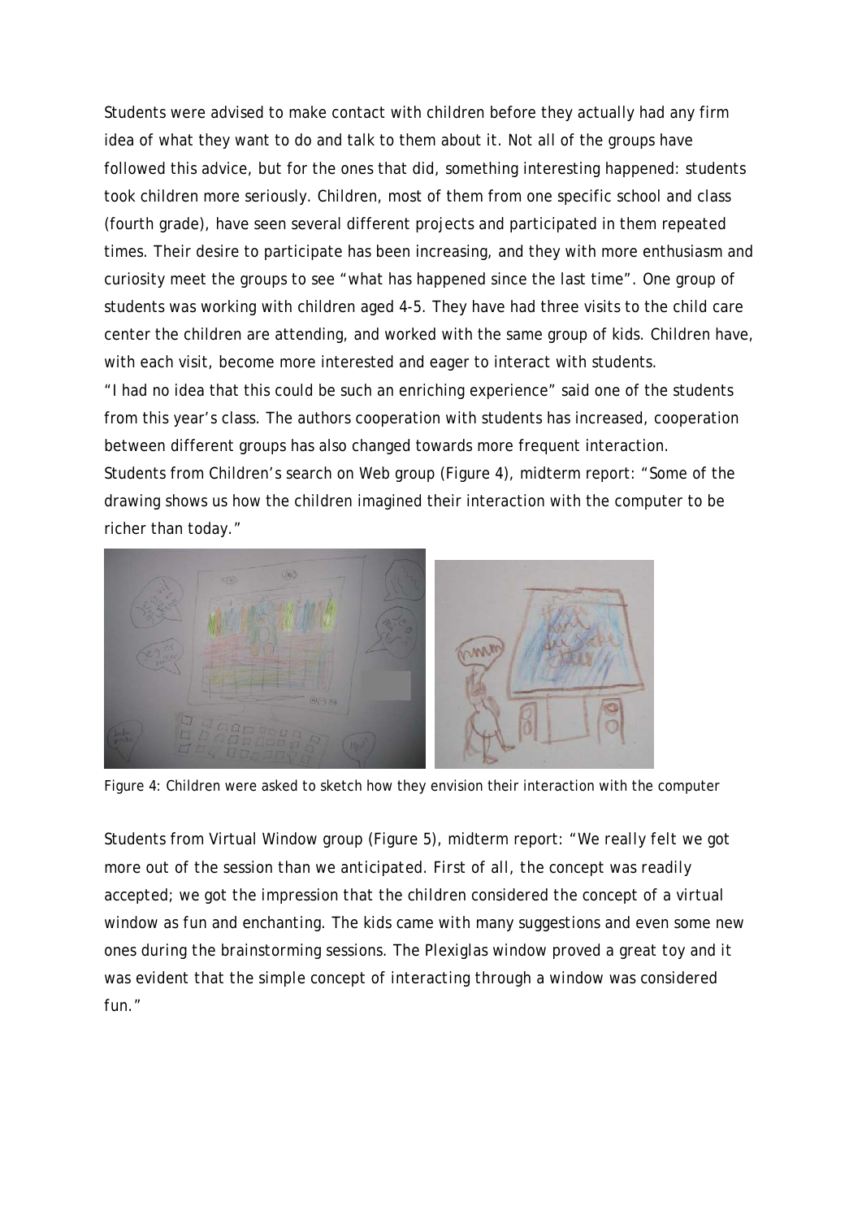Students were advised to make contact with children before they actually had any firm idea of what they want to do and talk to them about it. Not all of the groups have followed this advice, but for the ones that did, something interesting happened: students took children more seriously. Children, most of them from one specific school and class (fourth grade), have seen several different projects and participated in them repeated times. Their desire to participate has been increasing, and they with more enthusiasm and curiosity meet the groups to see "what has happened since the last time". One group of students was working with children aged 4-5. They have had three visits to the child care center the children are attending, and worked with the same group of kids. Children have, with each visit, become more interested and eager to interact with students.

"I had no idea that this could be such an enriching experience" said one of the students from this year's class. The authors cooperation with students has increased, cooperation between different groups has also changed towards more frequent interaction.

Students from Children's search on Web group (Figure 4), midterm report: "Some of the drawing shows us how the children imagined their interaction with the computer to be richer than today."

Figure 4: Children were asked to sketch how they envision their interaction with the computer

Students from Virtual Window group (Figure 5), midterm report: "*We really felt we got more out of the session than we anticipated. First of all, the concept was readily accepted; we got the impression that the children considered the concept of a virtual window as fun and enchanting. The kids came with many suggestions and even some new ones during the brainstorming sessions. The Plexiglas window proved a great toy and it was evident that the simple concept of interacting through a window was considered fun.*"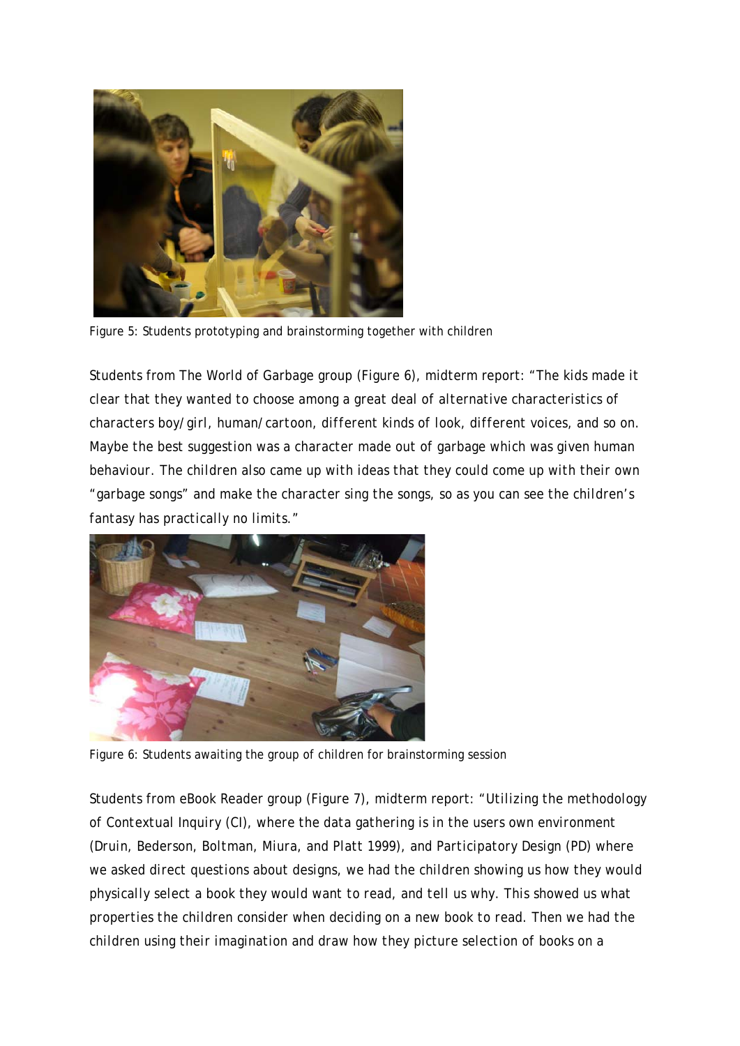Figure 5: Students prototyping and brainstorming together with children

Students from The World of Garbage group (Figure 6), midterm report: "The kids made it clear that they wanted to choose among a great deal of alternative characteristics of characters boy/girl, human/cartoon, different kinds of look, different voices, and so on. Maybe the best suggestion was a character made out of garbage which was given human behaviour. The children also came up with ideas that they could come up with their own "garbage songs" and make the character sing the songs, so as you can see the children's fantasy has practically no limits."

Figure 6: Students awaiting the group of children for brainstorming session

Students from eBook Reader group (Figure 7), midterm report: "Utilizing the methodology of Contextual Inquiry (CI), where the data gathering is in the users own environment (Druin, Bederson, Boltman, Miura, and Platt 1999), and Participatory Design (PD) where we asked direct questions about designs, we had the children showing us how they would physically select a book they would want to read, and tell us why. This showed us what properties the children consider when deciding on a new book to read. Then we had the children using their imagination and draw how they picture selection of books on a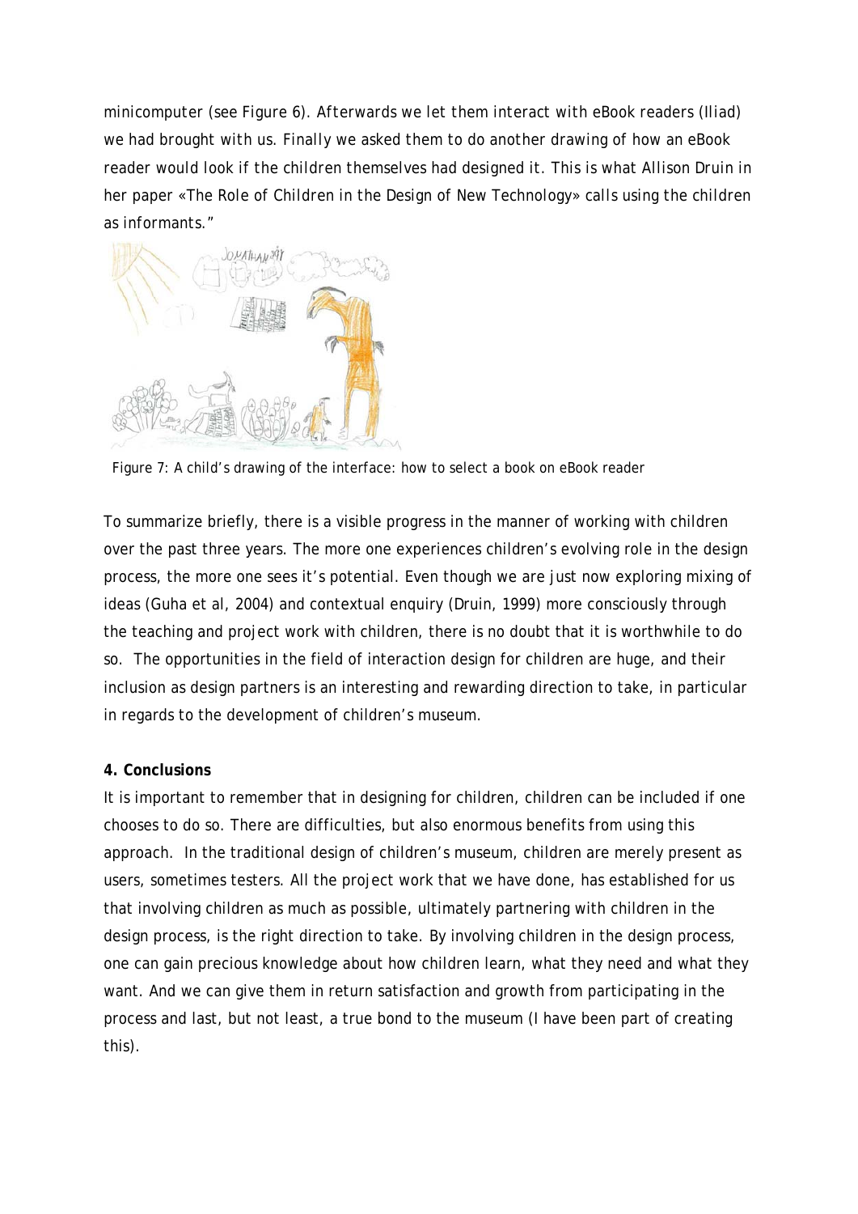minicomputer (see Figure 6). Afterwards we let them interact with eBook readers (Iliad) we had brought with us. Finally we asked them to do another drawing of how an eBook reader would look if the children themselves had designed it. This is what Allison Druin in her paper «The Role of Children in the Design of New Technology» calls using the children as informants."

Figure 7: A child's drawing of the interface: how to select a book on eBook reader

To summarize briefly, there is a visible progress in the manner of working with children over the past three years. The more one experiences children's evolving role in the design process, the more one sees it's potential. Even though we are just now exploring mixing of ideas (Guha et al, 2004) and contextual enquiry (Druin, 1999) more consciously through the teaching and project work with children, there is no doubt that it is worthwhile to do so. The opportunities in the field of interaction design for children are huge, and their inclusion as design partners is an interesting and rewarding direction to take, in particular in regards to the development of children's museum.

**4. Conclusions**

It is important to remember that in designing for children, children can be included if one chooses to do so. There are difficulties, but also enormous benefits from using this approach. In the traditional design of children's museum, children are merely present as users, sometimes testers. All the project work that we have done, has established for us that involving children as much as possible, ultimately partnering with children in the design process, is the right direction to take. By involving children in the design process, one can gain precious knowledge about how children learn, what they need and what they want. And we can give them in return satisfaction and growth from participating in the process and last, but not least, a true bond to the museum (I have been part of creating this).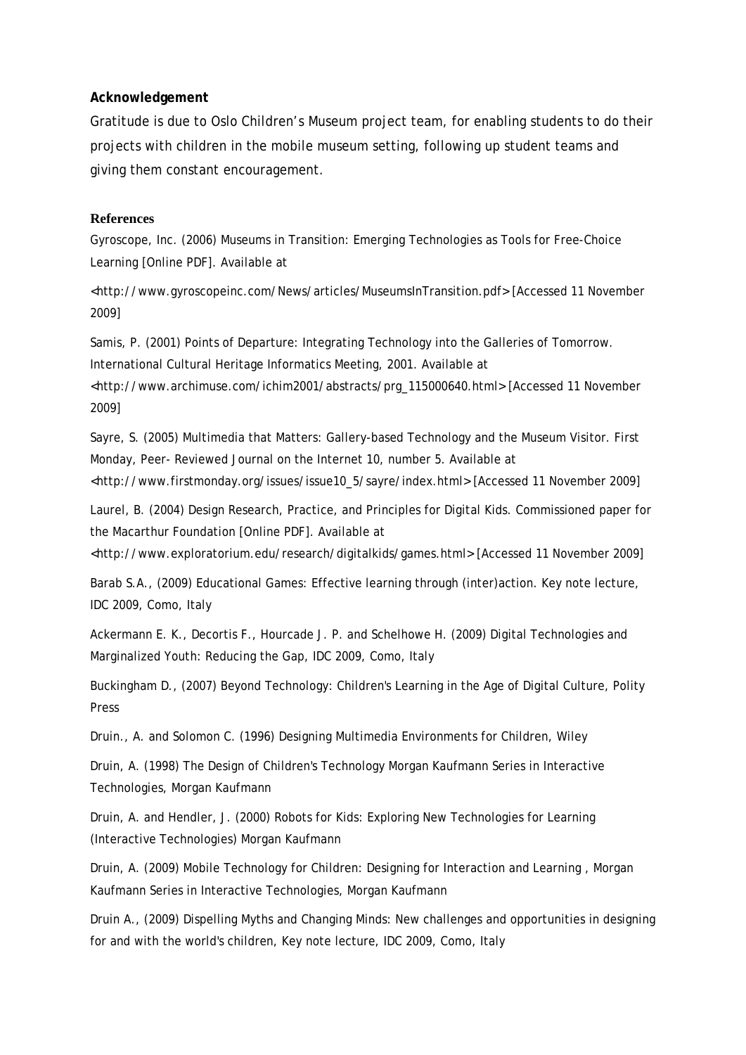**Acknowledgement**

Gratitude is due to Oslo Children's Museum project team, for enabling students to do their projects with children in the mobile museum setting, following up student teams and giving them constant encouragement.

**References**

Gyroscope, Inc. (2006) Museums in Transition: Emerging Technologies as Tools for Free-Choice Learning [Online PDF]. Available at

<http://www.gyroscopeinc.com/News/articles/MuseumsInTransition.pdf> [Accessed 11 November 2009]

Samis, P. (2001) Points of Departure: Integrating Technology into the Galleries of Tomorrow. International Cultural Heritage Informatics Meeting, 2001. Available at <http://www.archimuse.com/ichim2001/abstracts/prg_115000640.html> [Accessed 11 November 2009]

Sayre, S. (2005) Multimedia that Matters: Gallery-based Technology and the Museum Visitor. First Monday, Peer- Reviewed Journal on the Internet 10, number 5. Available at <http://www.firstmonday.org/issues/issue10_5/sayre/index.html> [Accessed 11 November 2009]

Laurel, B. (2004) Design Research, Practice, and Principles for Digital Kids. Commissioned paper for the Macarthur Foundation [Online PDF]. Available at <http://www.exploratorium.edu/research/digitalkids/games.html> [Accessed 11 November 2009]

Barab S.A., (2009) Educational Games: Effective learning through (inter)action. Key note lecture, IDC 2009, Como, Italy

Ackermann E. K., Decortis F., Hourcade J. P. and Schelhowe H. (2009) Digital Technologies and Marginalized Youth: Reducing the Gap, IDC 2009, Como, Italy

Buckingham D., (2007) Beyond Technology: Children's Learning in the Age of Digital Culture, Polity Press

Druin., A. and Solomon C. (1996) Designing Multimedia Environments for Children, Wiley

Druin, A. (1998) The Design of Children's Technology Morgan Kaufmann Series in Interactive Technologies, Morgan Kaufmann

Druin, A. and Hendler, J. (2000) Robots for Kids: Exploring New Technologies for Learning (Interactive Technologies) Morgan Kaufmann

Druin, A. (2009) Mobile Technology for Children: Designing for Interaction and Learning , Morgan Kaufmann Series in Interactive Technologies, Morgan Kaufmann

Druin A., (2009) Dispelling Myths and Changing Minds: New challenges and opportunities in designing for and with the world's children, Key note lecture, IDC 2009, Como, Italy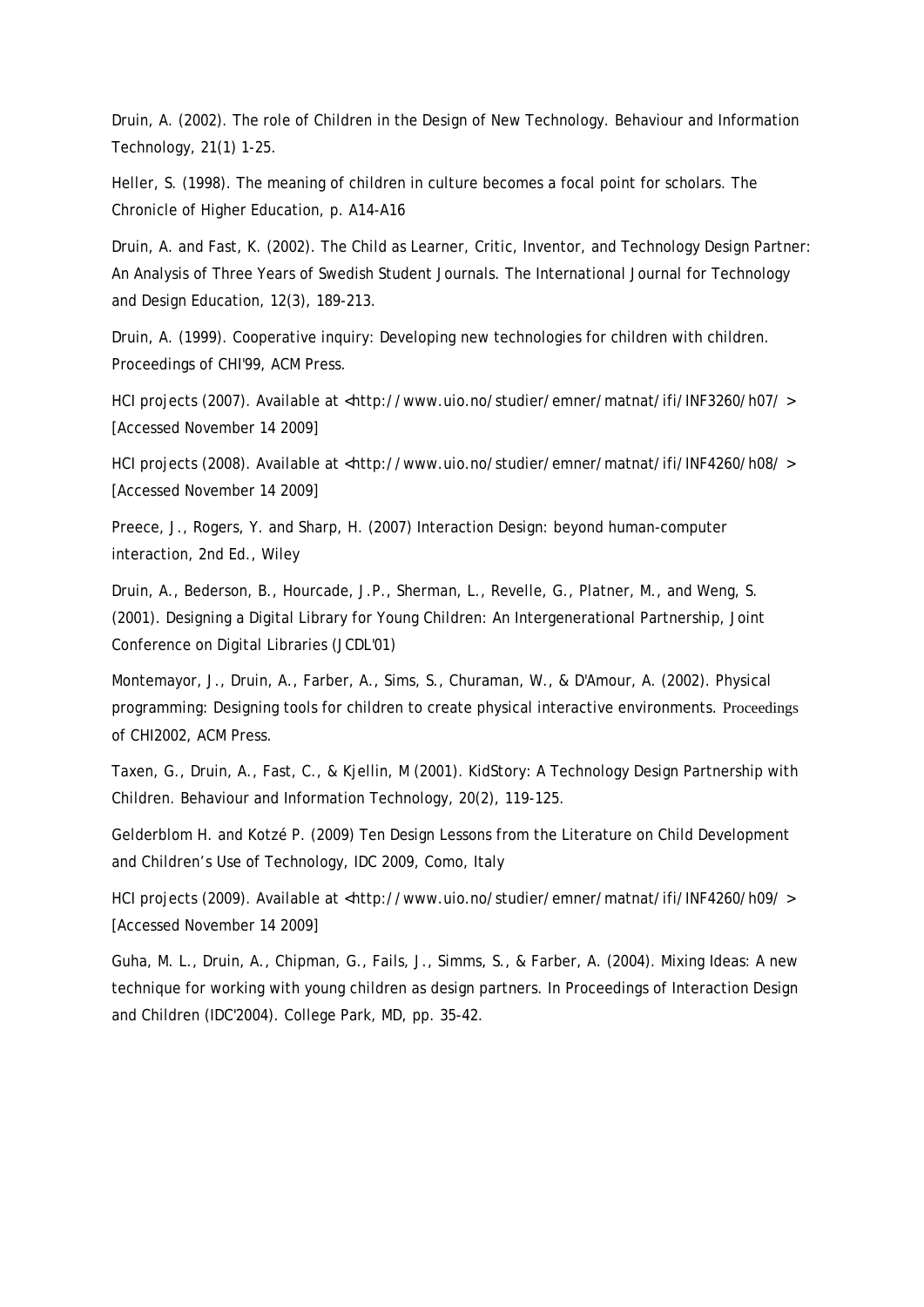Druin, A. (2002). The role of Children in the Design of New Technology. Behaviour and Information Technology, 21(1) 1-25.

Heller, S. (1998). The meaning of children in culture becomes a focal point for scholars. The Chronicle of Higher Education, p. A14-A16

Druin, A. and Fast, K. (2002). The Child as Learner, Critic, Inventor, and Technology Design Partner: An Analysis of Three Years of Swedish Student Journals. The International Journal for Technology and Design Education, 12(3), 189-213.

Druin, A. (1999). Cooperative inquiry: Developing new technologies for children with children. Proceedings of CHI'99, ACM Press.

HCI projects (2007). Available at <http://www.uio.no/studier/emner/matnat/ifi/INF3260/h07/ > [Accessed November 14 2009]

HCI projects (2008). Available at <http://www.uio.no/studier/emner/matnat/ifi/INF4260/h08/ > [Accessed November 14 2009]

Preece, J., Rogers, Y. and Sharp, H. (2007) Interaction Design: beyond human-computer interaction, 2nd Ed., Wiley

Druin, A., Bederson, B., Hourcade, J.P., Sherman, L., Revelle, G., Platner, M., and Weng, S. (2001). Designing a Digital Library for Young Children: An Intergenerational Partnership, Joint Conference on Digital Libraries (JCDL'01)

Montemayor, J., Druin, A., Farber, A., Sims, S., Churaman, W., & D'Amour, A. (2002). Physical programming: Designing tools for children to create physical interactive environments. Proceedings of CHI2002, ACM Press.

Taxen, G., Druin, A., Fast, C., & Kjellin, M (2001). KidStory: A Technology Design Partnership with Children. Behaviour and Information Technology, 20(2), 119-125.

Gelderblom H. and Kotzé P. (2009) Ten Design Lessons from the Literature on Child Development and Children's Use of Technology, IDC 2009, Como, Italy

HCI projects (2009). Available at <http://www.uio.no/studier/emner/matnat/ifi/INF4260/h09/ > [Accessed November 14 2009]

Guha, M. L., Druin, A., Chipman, G., Fails, J., Simms, S., & Farber, A. (2004). Mixing Ideas: A new technique for working with young children as design partners. In Proceedings of Interaction Design and Children (IDC'2004). College Park, MD, pp. 35-42.